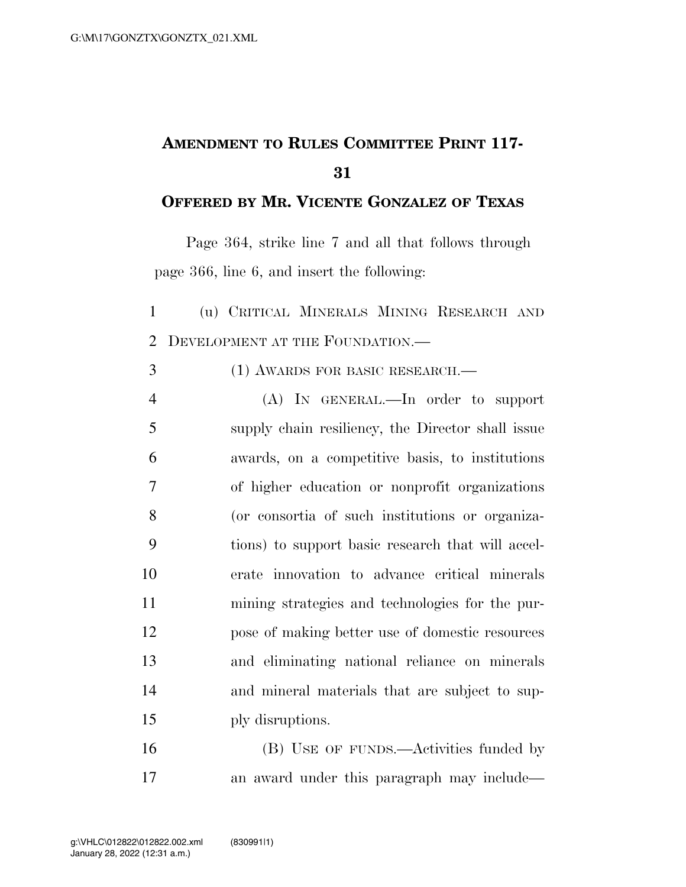# Amendment to Rules Committee Print 117-31

## Offered by Mr. Vicente Gonzalez of Texas

Page 364, strike line 7 and all that follows through page 366, line 6, and insert the following:

(u) Critical Minerals Mining Research and Development at the Foundation.—

(1) Awards for basic research.—

(A) In general.—In order to support supply chain resiliency, the Director shall issue awards, on a competitive basis, to institutions of higher education or nonprofit organizations (or consortia of such institutions or organizations) to support basic research that will accelerate innovation to advance critical minerals mining strategies and technologies for the purpose of making better use of domestic resources and eliminating national reliance on minerals and mineral materials that are subject to supply disruptions.

(B) Use of funds.—Activities funded by an award under this paragraph may include—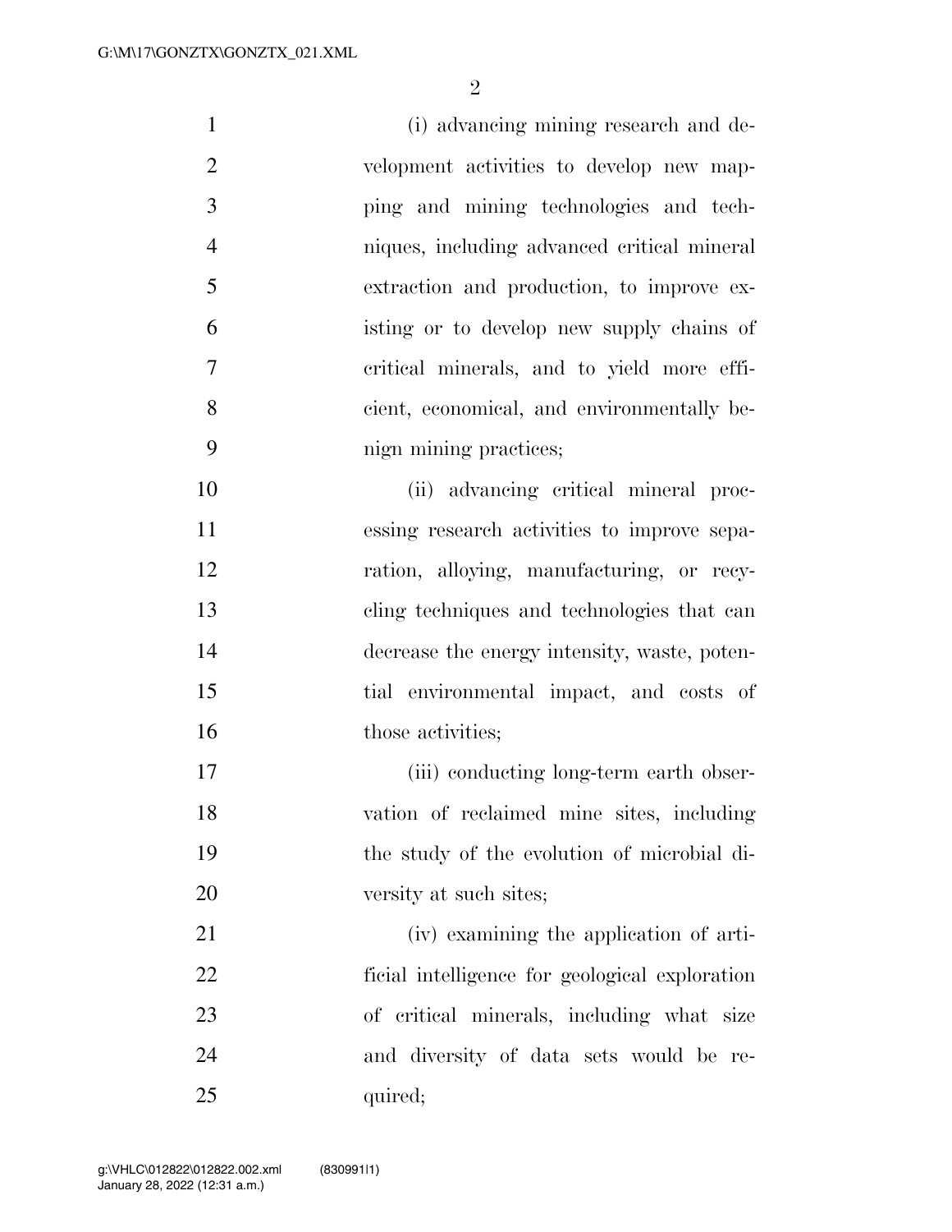(i) advancing mining research and development activities to develop new mapping and mining technologies and techniques, including advanced critical mineral extraction and production, to improve existing or to develop new supply chains of critical minerals, and to yield more efficient, economical, and environmentally benign mining practices;

(ii) advancing critical mineral processing research activities to improve separation, alloying, manufacturing, or recycling techniques and technologies that can decrease the energy intensity, waste, potential environmental impact, and costs of those activities;

(iii) conducting long-term earth observation of reclaimed mine sites, including the study of the evolution of microbial diversity at such sites;

(iv) examining the application of artificial intelligence for geological exploration of critical minerals, including what size and diversity of data sets would be required;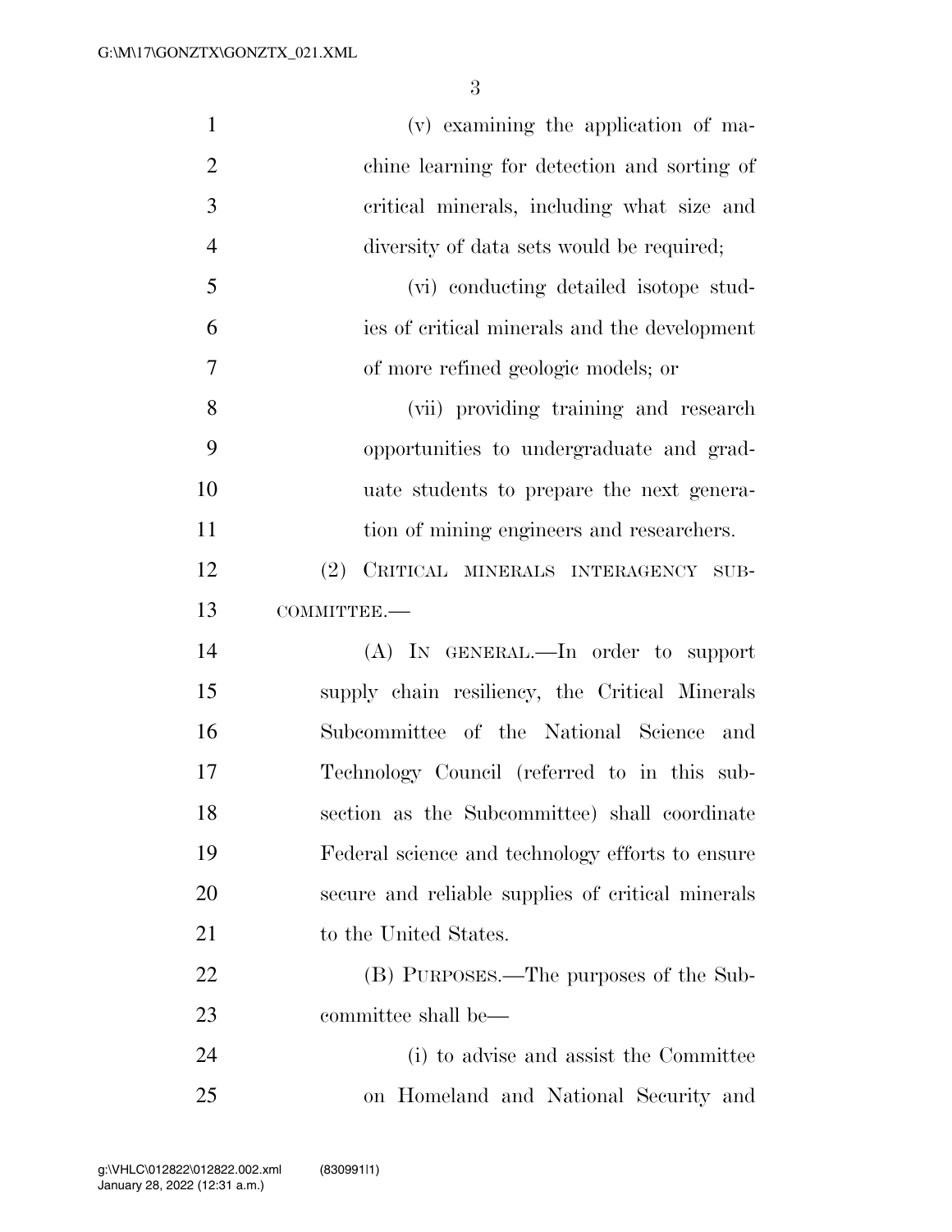(v) examining the application of machine learning for detection and sorting of critical minerals, including what size and diversity of data sets would be required;

(vi) conducting detailed isotope studies of critical minerals and the development of more refined geologic models; or

(vii) providing training and research opportunities to undergraduate and graduate students to prepare the next generation of mining engineers and researchers.

(2) CRITICAL MINERALS INTERAGENCY SUBCOMMITTEE.—

(A) IN GENERAL.—In order to support supply chain resiliency, the Critical Minerals Subcommittee of the National Science and Technology Council (referred to in this subsection as the Subcommittee) shall coordinate Federal science and technology efforts to ensure secure and reliable supplies of critical minerals to the United States.

(B) PURPOSES.—The purposes of the Subcommittee shall be—

(i) to advise and assist the Committee on Homeland and National Security and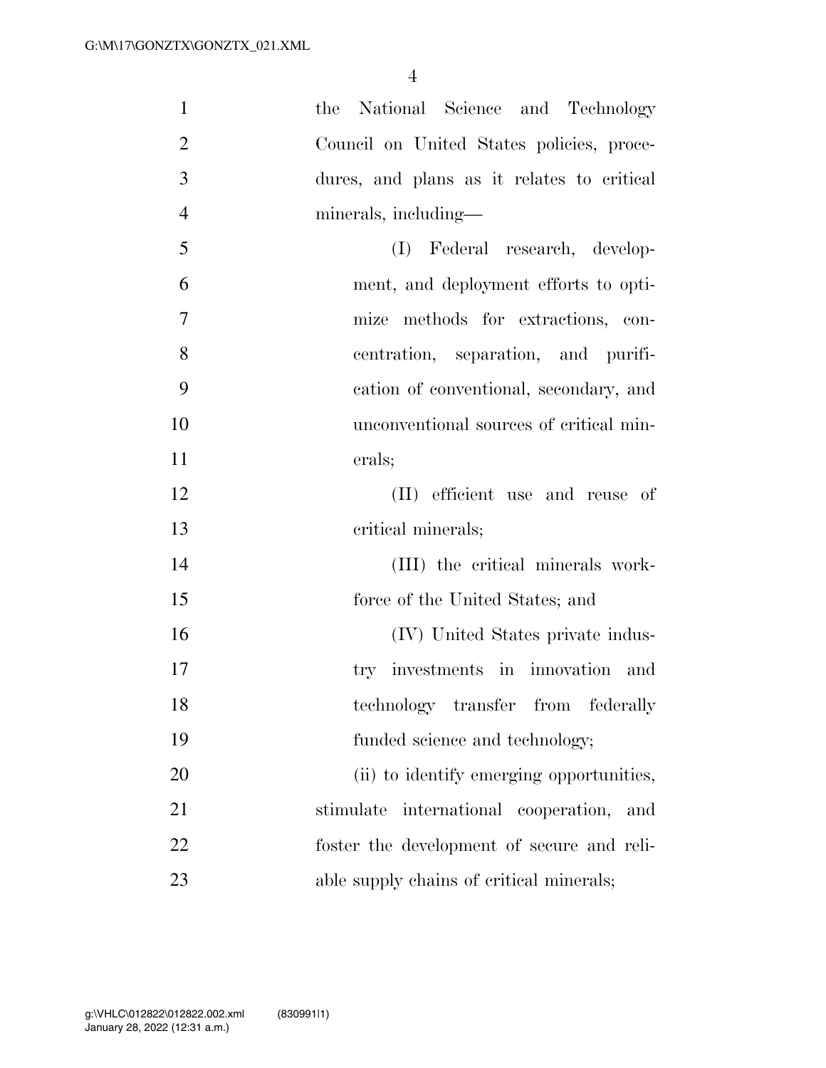the National Science and Technology Council on United States policies, procedures, and plans as it relates to critical minerals, including—

(I) Federal research, development, and deployment efforts to optimize methods for extractions, concentration, separation, and purification of conventional, secondary, and unconventional sources of critical minerals;

(II) efficient use and reuse of critical minerals;

(III) the critical minerals workforce of the United States; and

(IV) United States private industry investments in innovation and technology transfer from federally funded science and technology;

(ii) to identify emerging opportunities, stimulate international cooperation, and foster the development of secure and reliable supply chains of critical minerals;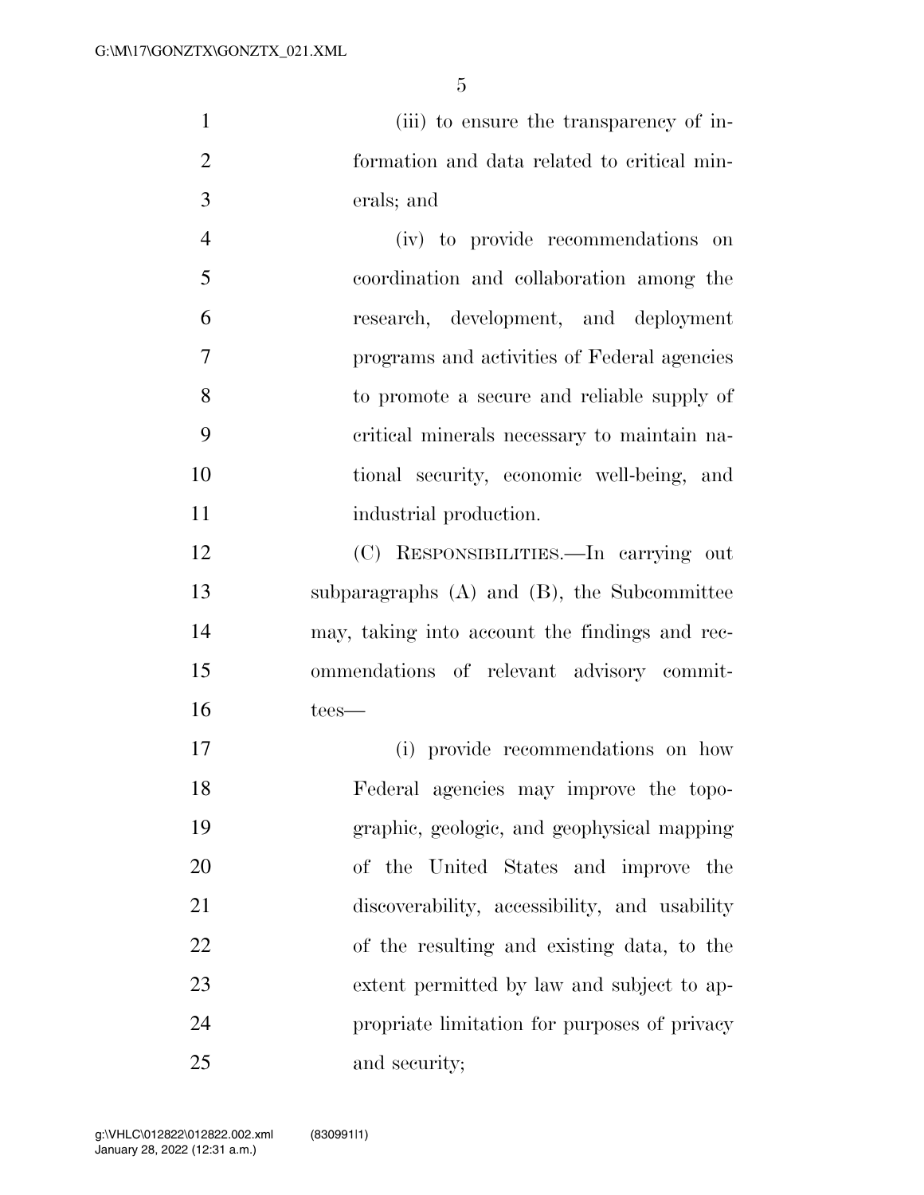(iii) to ensure the transparency of information and data related to critical minerals; and

(iv) to provide recommendations on coordination and collaboration among the research, development, and deployment programs and activities of Federal agencies to promote a secure and reliable supply of critical minerals necessary to maintain national security, economic well-being, and industrial production.

(C) RESPONSIBILITIES.—In carrying out subparagraphs (A) and (B), the Subcommittee may, taking into account the findings and recommendations of relevant advisory committees—

(i) provide recommendations on how Federal agencies may improve the topographic, geologic, and geophysical mapping of the United States and improve the discoverability, accessibility, and usability of the resulting and existing data, to the extent permitted by law and subject to appropriate limitation for purposes of privacy and security;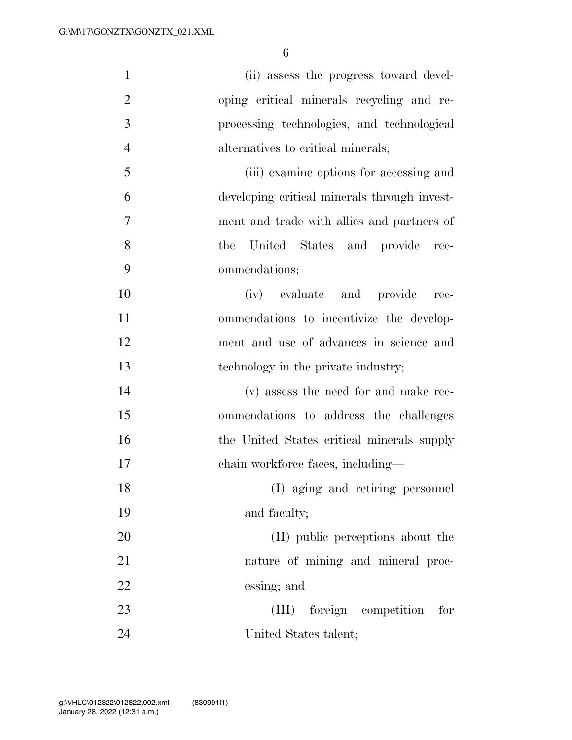(ii) assess the progress toward developing critical minerals recycling and reprocessing technologies, and technological alternatives to critical minerals;

(iii) examine options for accessing and developing critical minerals through investment and trade with allies and partners of the United States and provide recommendations;

(iv) evaluate and provide recommendations to incentivize the development and use of advances in science and technology in the private industry;

(v) assess the need for and make recommendations to address the challenges the United States critical minerals supply chain workforce faces, including—

(I) aging and retiring personnel and faculty;

(II) public perceptions about the nature of mining and mineral processing; and

(III) foreign competition for United States talent;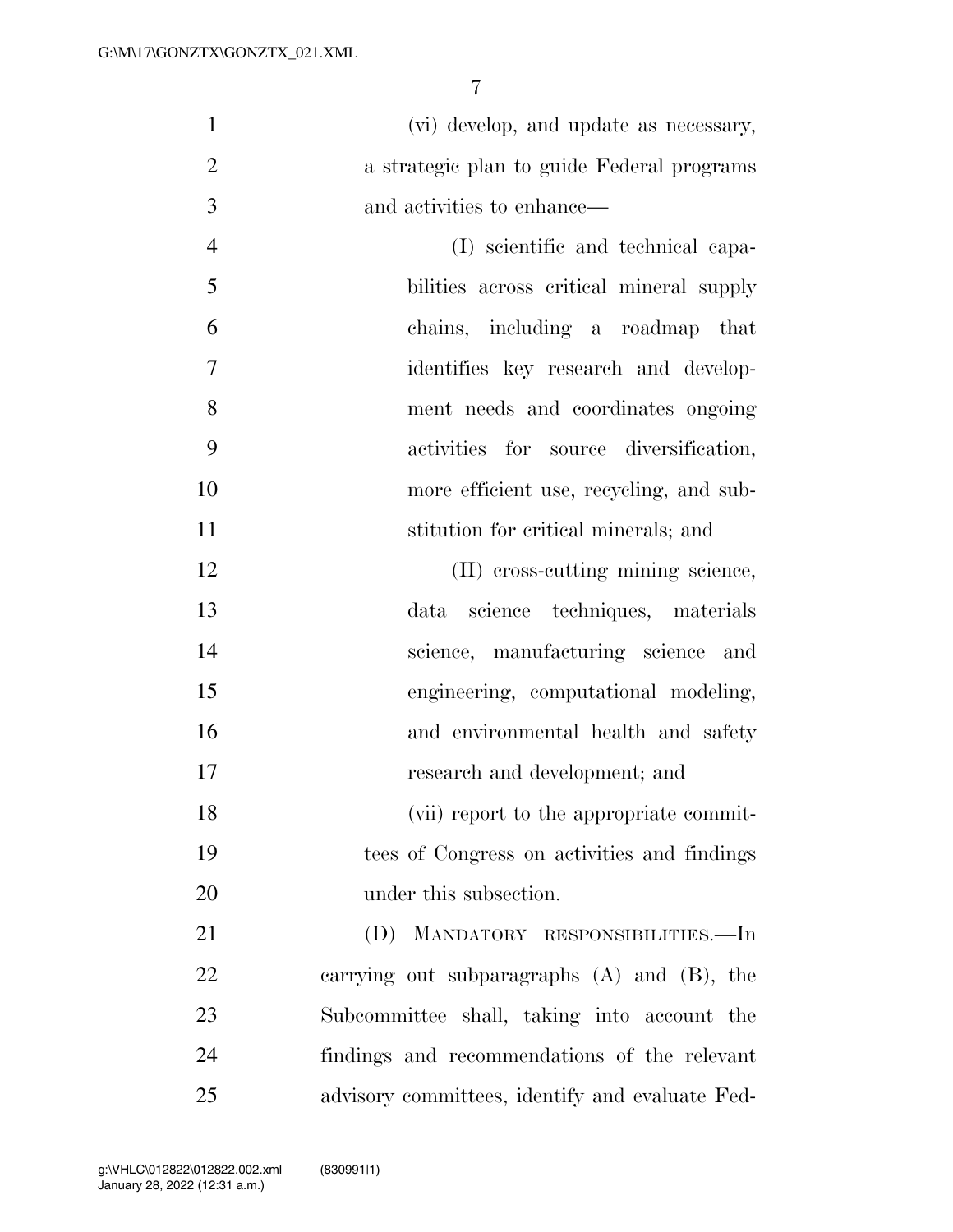(vi) develop, and update as necessary, a strategic plan to guide Federal programs and activities to enhance—

(I) scientific and technical capabilities across critical mineral supply chains, including a roadmap that identifies key research and development needs and coordinates ongoing activities for source diversification, more efficient use, recycling, and substitution for critical minerals; and

(II) cross-cutting mining science, data science techniques, materials science, manufacturing science and engineering, computational modeling, and environmental health and safety research and development; and

(vii) report to the appropriate committees of Congress on activities and findings under this subsection.

(D) MANDATORY RESPONSIBILITIES.—In carrying out subparagraphs (A) and (B), the Subcommittee shall, taking into account the findings and recommendations of the relevant advisory committees, identify and evaluate Fed-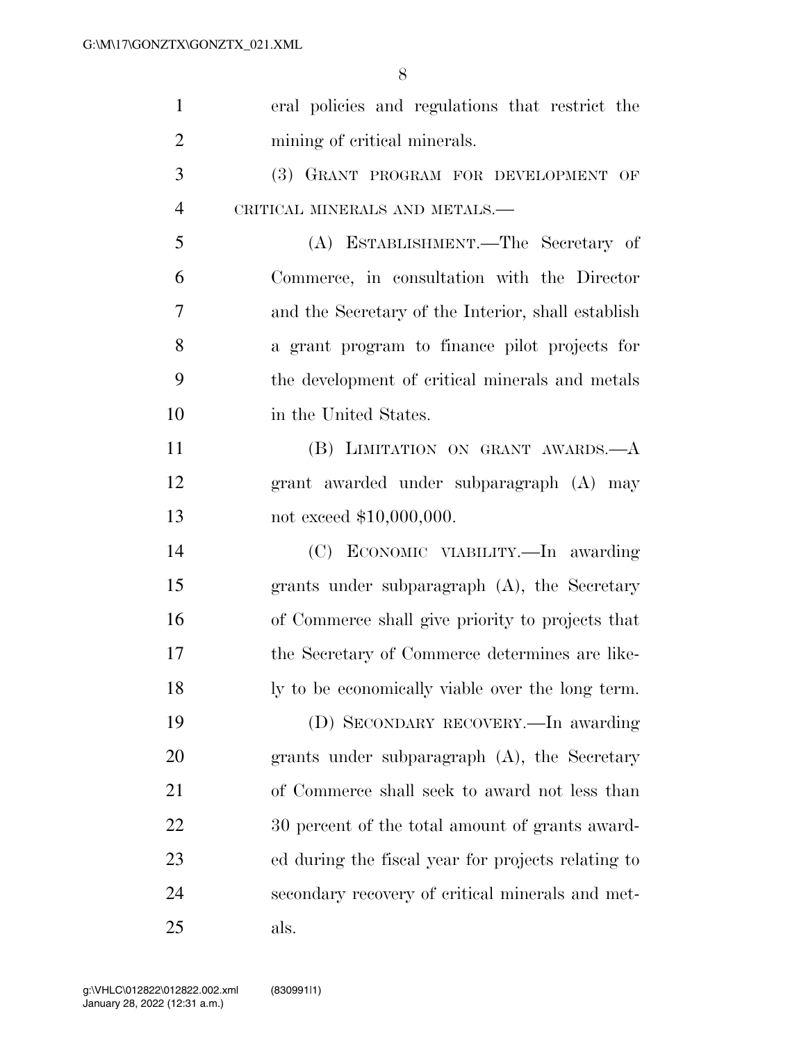eral policies and regulations that restrict the mining of critical minerals.

(3) GRANT PROGRAM FOR DEVELOPMENT OF CRITICAL MINERALS AND METALS.—

(A) ESTABLISHMENT.—The Secretary of Commerce, in consultation with the Director and the Secretary of the Interior, shall establish a grant program to finance pilot projects for the development of critical minerals and metals in the United States.

(B) LIMITATION ON GRANT AWARDS.—A grant awarded under subparagraph (A) may not exceed $10,000,000.

(C) ECONOMIC VIABILITY.—In awarding grants under subparagraph (A), the Secretary of Commerce shall give priority to projects that the Secretary of Commerce determines are likely to be economically viable over the long term.

(D) SECONDARY RECOVERY.—In awarding grants under subparagraph (A), the Secretary of Commerce shall seek to award not less than 30 percent of the total amount of grants awarded during the fiscal year for projects relating to secondary recovery of critical minerals and metals.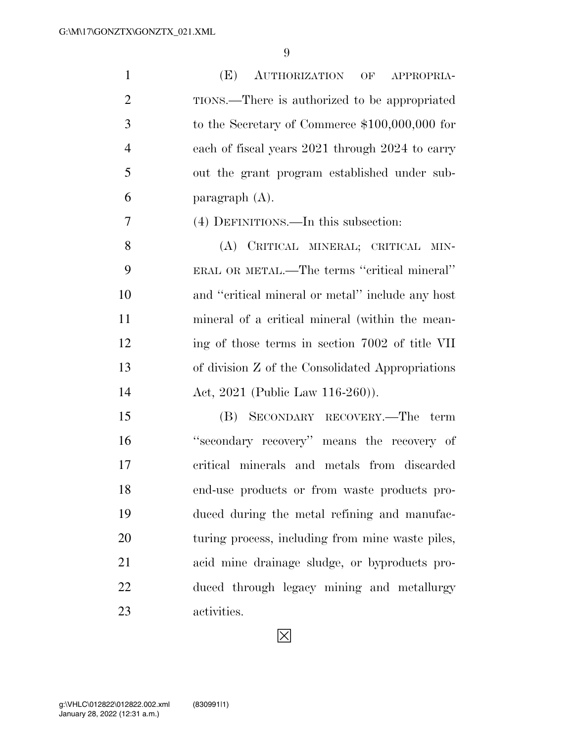(E) AUTHORIZATION OF APPROPRIATIONS.—There is authorized to be appropriated to the Secretary of Commerce $100,000,000 for each of fiscal years 2021 through 2024 to carry out the grant program established under subparagraph (A).

(4) DEFINITIONS.—In this subsection:

(A) CRITICAL MINERAL; CRITICAL MINERAL OR METAL.—The terms ''critical mineral'' and ''critical mineral or metal'' include any host mineral of a critical mineral (within the meaning of those terms in section 7002 of title VII of division Z of the Consolidated Appropriations Act, 2021 (Public Law 116-260)).

(B) SECONDARY RECOVERY.—The term ''secondary recovery'' means the recovery of critical minerals and metals from discarded end-use products or from waste products produced during the metal refining and manufacturing process, including from mine waste piles, acid mine drainage sludge, or byproducts produced through legacy mining and metallurgy activities.

☒